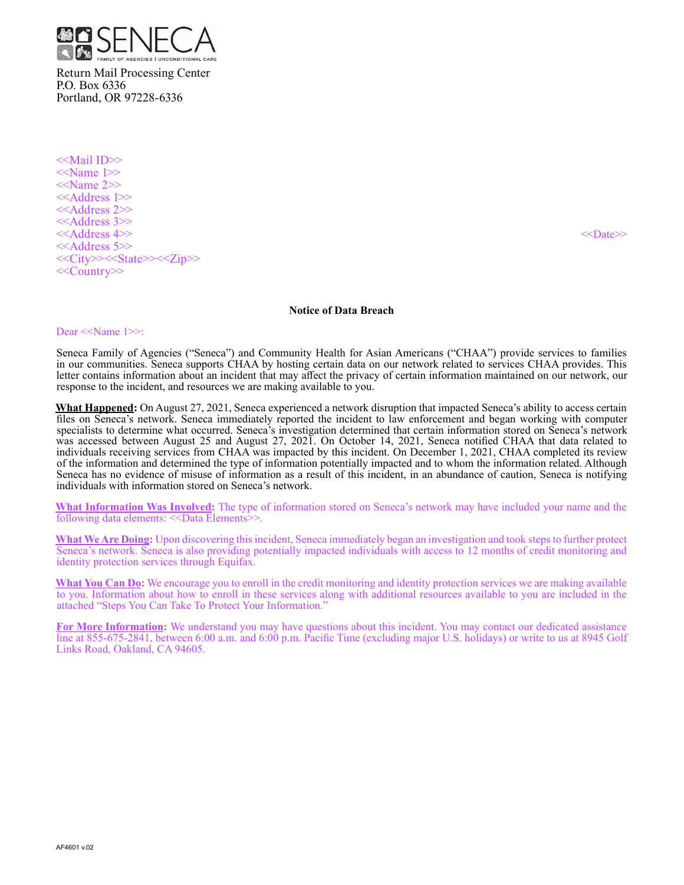SENECA
FAMILY OF AGENCIES | UNCONDITIONAL CARE

Return Mail Processing Center
P.O. Box 6336
Portland, OR 97228-6336

<<Mail ID>>
<<Name 1>>
<<Name 2>>
<<Address 1>>
<<Address 2>>
<<Address 3>>
<<Address 4>>
<<Address 5>>
<<City>><<State>><<Zip>>
<<Country>>

<<Date>>

**Notice of Data Breach**

Dear <<Name 1>>:

Seneca Family of Agencies ("Seneca") and Community Health for Asian Americans ("CHAA") provide services to families in our communities. Seneca supports CHAA by hosting certain data on our network related to services CHAA provides. This letter contains information about an incident that may affect the privacy of certain information maintained on our network, our response to the incident, and resources we are making available to you.

**What Happened:** On August 27, 2021, Seneca experienced a network disruption that impacted Seneca's ability to access certain files on Seneca's network. Seneca immediately reported the incident to law enforcement and began working with computer specialists to determine what occurred. Seneca's investigation determined that certain information stored on Seneca's network was accessed between August 25 and August 27, 2021. On October 14, 2021, Seneca notified CHAA that data related to individuals receiving services from CHAA was impacted by this incident. On December 1, 2021, CHAA completed its review of the information and determined the type of information potentially impacted and to whom the information related. Although Seneca has no evidence of misuse of information as a result of this incident, in an abundance of caution, Seneca is notifying individuals with information stored on Seneca's network.

**What Information Was Involved:** The type of information stored on Seneca's network may have included your name and the following data elements: <<Data Elements>>.

**What We Are Doing:** Upon discovering this incident, Seneca immediately began an investigation and took steps to further protect Seneca's network. Seneca is also providing potentially impacted individuals with access to 12 months of credit monitoring and identity protection services through Equifax.

**What You Can Do:** We encourage you to enroll in the credit monitoring and identity protection services we are making available to you. Information about how to enroll in these services along with additional resources available to you are included in the attached "Steps You Can Take To Protect Your Information."

**For More Information:** We understand you may have questions about this incident. You may contact our dedicated assistance line at 855-675-2841, between 6:00 a.m. and 6:00 p.m. Pacific Time (excluding major U.S. holidays) or write to us at 8945 Golf Links Road, Oakland, CA 94605.

AF4601 v.02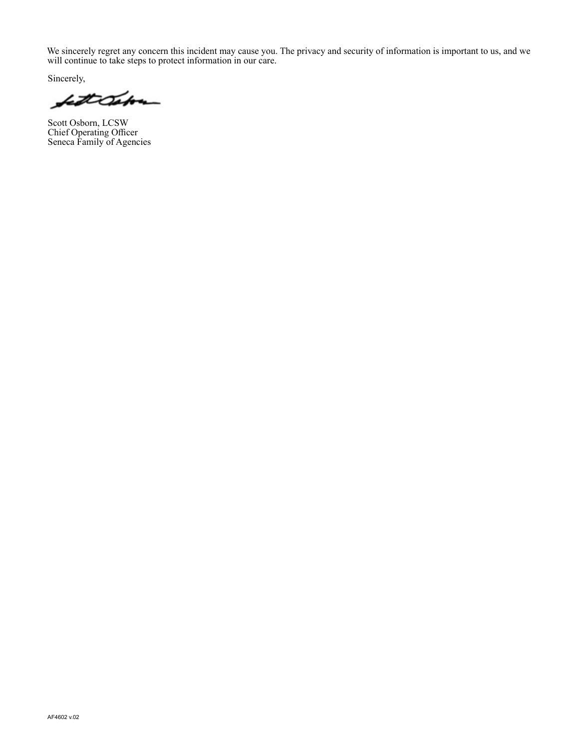We sincerely regret any concern this incident may cause you. The privacy and security of information is important to us, and we will continue to take steps to protect information in our care.

Sincerely,

Scott Osborn, LCSW
Chief Operating Officer
Seneca Family of Agencies

AF4602 v.02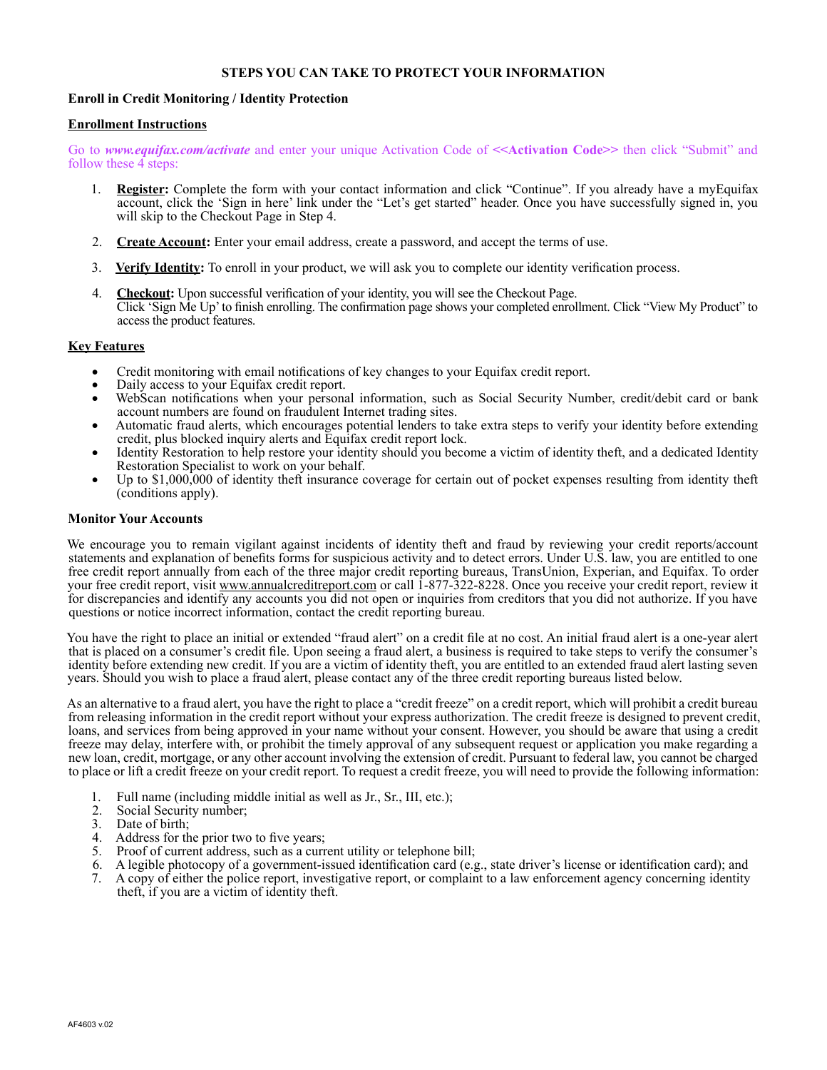# STEPS YOU CAN TAKE TO PROTECT YOUR INFORMATION

## Enroll in Credit Monitoring / Identity Protection

### Enrollment Instructions

Go to ***www.equifax.com/activate*** and enter your unique Activation Code of **<<Activation Code>>** then click "Submit" and follow these 4 steps:

1. **Register:** Complete the form with your contact information and click "Continue". If you already have a myEquifax account, click the 'Sign in here' link under the "Let's get started" header. Once you have successfully signed in, you will skip to the Checkout Page in Step 4.

2. **Create Account:** Enter your email address, create a password, and accept the terms of use.

3. **Verify Identity:** To enroll in your product, we will ask you to complete our identity verification process.

4. **Checkout:** Upon successful verification of your identity, you will see the Checkout Page. Click 'Sign Me Up' to finish enrolling. The confirmation page shows your completed enrollment. Click "View My Product" to access the product features.

### Key Features

- Credit monitoring with email notifications of key changes to your Equifax credit report.
- Daily access to your Equifax credit report.
- WebScan notifications when your personal information, such as Social Security Number, credit/debit card or bank account numbers are found on fraudulent Internet trading sites.
- Automatic fraud alerts, which encourages potential lenders to take extra steps to verify your identity before extending credit, plus blocked inquiry alerts and Equifax credit report lock.
- Identity Restoration to help restore your identity should you become a victim of identity theft, and a dedicated Identity Restoration Specialist to work on your behalf.
- Up to $1,000,000 of identity theft insurance coverage for certain out of pocket expenses resulting from identity theft (conditions apply).

## Monitor Your Accounts

We encourage you to remain vigilant against incidents of identity theft and fraud by reviewing your credit reports/account statements and explanation of benefits forms for suspicious activity and to detect errors. Under U.S. law, you are entitled to one free credit report annually from each of the three major credit reporting bureaus, TransUnion, Experian, and Equifax. To order your free credit report, visit www.annualcreditreport.com or call 1-877-322-8228. Once you receive your credit report, review it for discrepancies and identify any accounts you did not open or inquiries from creditors that you did not authorize. If you have questions or notice incorrect information, contact the credit reporting bureau.

You have the right to place an initial or extended "fraud alert" on a credit file at no cost. An initial fraud alert is a one-year alert that is placed on a consumer's credit file. Upon seeing a fraud alert, a business is required to take steps to verify the consumer's identity before extending new credit. If you are a victim of identity theft, you are entitled to an extended fraud alert lasting seven years. Should you wish to place a fraud alert, please contact any of the three credit reporting bureaus listed below.

As an alternative to a fraud alert, you have the right to place a "credit freeze" on a credit report, which will prohibit a credit bureau from releasing information in the credit report without your express authorization. The credit freeze is designed to prevent credit, loans, and services from being approved in your name without your consent. However, you should be aware that using a credit freeze may delay, interfere with, or prohibit the timely approval of any subsequent request or application you make regarding a new loan, credit, mortgage, or any other account involving the extension of credit. Pursuant to federal law, you cannot be charged to place or lift a credit freeze on your credit report. To request a credit freeze, you will need to provide the following information:

1. Full name (including middle initial as well as Jr., Sr., III, etc.);
2. Social Security number;
3. Date of birth;
4. Address for the prior two to five years;
5. Proof of current address, such as a current utility or telephone bill;
6. A legible photocopy of a government-issued identification card (e.g., state driver's license or identification card); and
7. A copy of either the police report, investigative report, or complaint to a law enforcement agency concerning identity theft, if you are a victim of identity theft.

AF4603 v.02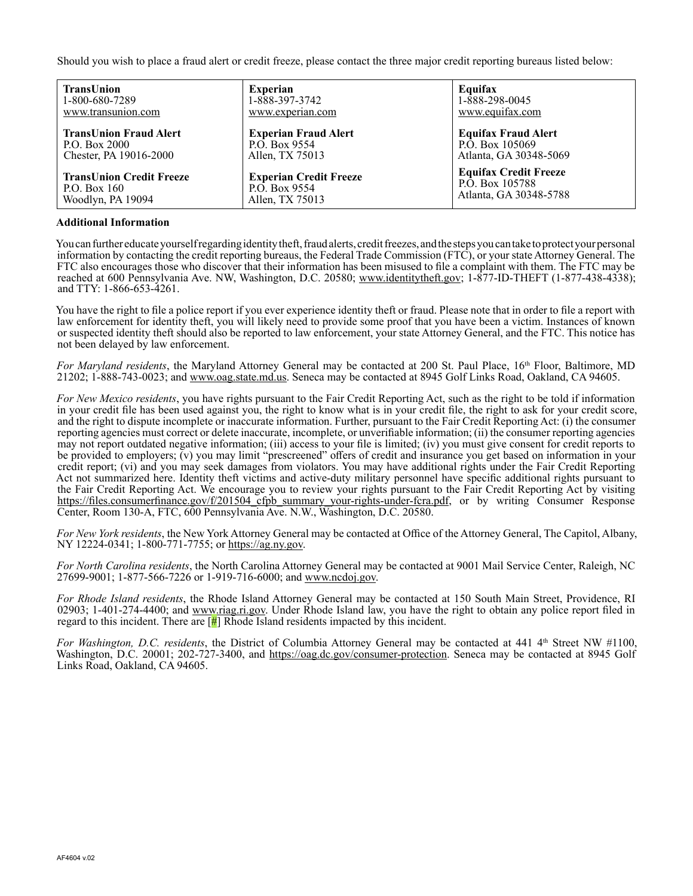Should you wish to place a fraud alert or credit freeze, please contact the three major credit reporting bureaus listed below:

| | | |
|---|---|---|
| **TransUnion**<br>1-800-680-7289<br>www.transunion.com | **Experian**<br>1-888-397-3742<br>www.experian.com | **Equifax**<br>1-888-298-0045<br>www.equifax.com |
| **TransUnion Fraud Alert**<br>P.O. Box 2000<br>Chester, PA 19016-2000 | **Experian Fraud Alert**<br>P.O. Box 9554<br>Allen, TX 75013 | **Equifax Fraud Alert**<br>P.O. Box 105069<br>Atlanta, GA 30348-5069 |
| **TransUnion Credit Freeze**<br>P.O. Box 160<br>Woodlyn, PA 19094 | **Experian Credit Freeze**<br>P.O. Box 9554<br>Allen, TX 75013 | **Equifax Credit Freeze**<br>P.O. Box 105788<br>Atlanta, GA 30348-5788 |

**Additional Information**

You can further educate yourself regarding identity theft, fraud alerts, credit freezes, and the steps you can take to protect your personal information by contacting the credit reporting bureaus, the Federal Trade Commission (FTC), or your state Attorney General. The FTC also encourages those who discover that their information has been misused to file a complaint with them. The FTC may be reached at 600 Pennsylvania Ave. NW, Washington, D.C. 20580; www.identitytheft.gov; 1-877-ID-THEFT (1-877-438-4338); and TTY: 1-866-653-4261.

You have the right to file a police report if you ever experience identity theft or fraud. Please note that in order to file a report with law enforcement for identity theft, you will likely need to provide some proof that you have been a victim. Instances of known or suspected identity theft should also be reported to law enforcement, your state Attorney General, and the FTC. This notice has not been delayed by law enforcement.

*For Maryland residents*, the Maryland Attorney General may be contacted at 200 St. Paul Place, 16th Floor, Baltimore, MD 21202; 1-888-743-0023; and www.oag.state.md.us. Seneca may be contacted at 8945 Golf Links Road, Oakland, CA 94605.

*For New Mexico residents*, you have rights pursuant to the Fair Credit Reporting Act, such as the right to be told if information in your credit file has been used against you, the right to know what is in your credit file, the right to ask for your credit score, and the right to dispute incomplete or inaccurate information. Further, pursuant to the Fair Credit Reporting Act: (i) the consumer reporting agencies must correct or delete inaccurate, incomplete, or unverifiable information; (ii) the consumer reporting agencies may not report outdated negative information; (iii) access to your file is limited; (iv) you must give consent for credit reports to be provided to employers; (v) you may limit "prescreened" offers of credit and insurance you get based on information in your credit report; (vi) and you may seek damages from violators. You may have additional rights under the Fair Credit Reporting Act not summarized here. Identity theft victims and active-duty military personnel have specific additional rights pursuant to the Fair Credit Reporting Act. We encourage you to review your rights pursuant to the Fair Credit Reporting Act by visiting https://files.consumerfinance.gov/f/201504_cfpb_summary_your-rights-under-fcra.pdf, or by writing Consumer Response Center, Room 130-A, FTC, 600 Pennsylvania Ave. N.W., Washington, D.C. 20580.

*For New York residents*, the New York Attorney General may be contacted at Office of the Attorney General, The Capitol, Albany, NY 12224-0341; 1-800-771-7755; or https://ag.ny.gov.

*For North Carolina residents*, the North Carolina Attorney General may be contacted at 9001 Mail Service Center, Raleigh, NC 27699-9001; 1-877-566-7226 or 1-919-716-6000; and www.ncdoj.gov.

*For Rhode Island residents*, the Rhode Island Attorney General may be contacted at 150 South Main Street, Providence, RI 02903; 1-401-274-4400; and www.riag.ri.gov. Under Rhode Island law, you have the right to obtain any police report filed in regard to this incident. There are [#] Rhode Island residents impacted by this incident.

*For Washington, D.C. residents*, the District of Columbia Attorney General may be contacted at 441 4th Street NW #1100, Washington, D.C. 20001; 202-727-3400, and https://oag.dc.gov/consumer-protection. Seneca may be contacted at 8945 Golf Links Road, Oakland, CA 94605.

AF4604 v.02